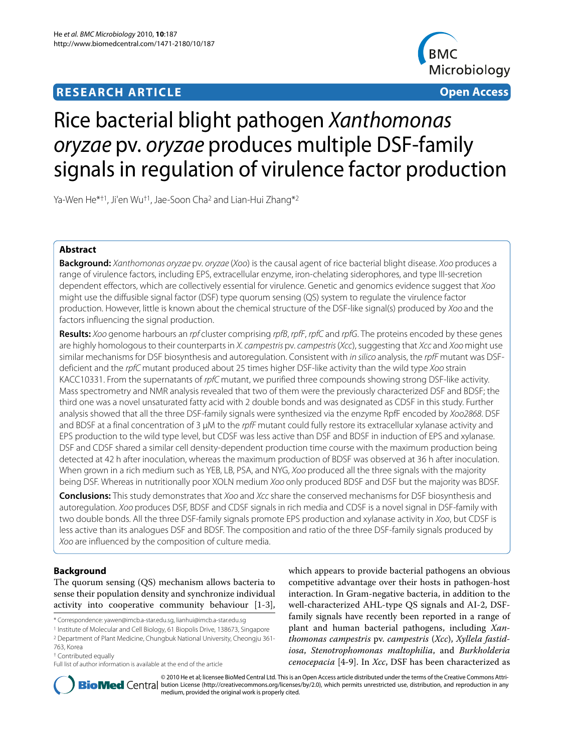**RESEARCH ARTICLE** **Open Access**

# Rice bacterial blight pathogen *Xanthomonas oryzae* pv. *oryzae* produces multiple DSF-family signals in regulation of virulence factor production

Ya-Wen He*†1, Ji'en Wu†1, Jae-Soon Cha[2] and Lian-Hui Zhang*[2]

## Abstract

**Background:** *Xanthomonas oryzae* pv. *oryzae* (*Xoo*) is the causal agent of rice bacterial blight disease. *Xoo* produces a range of virulence factors, including EPS, extracellular enzyme, iron-chelating siderophores, and type III-secretion dependent effectors, which are collectively essential for virulence. Genetic and genomics evidence suggest that *Xoo* might use the diffusible signal factor (DSF) type quorum sensing (QS) system to regulate the virulence factor production. However, little is known about the chemical structure of the DSF-like signal(s) produced by *Xoo* and the factors influencing the signal production.

**Results:** *Xoo* genome harbours an *rpf* cluster comprising *rpfB*, *rpfF*, *rpfC* and *rpfG*. The proteins encoded by these genes are highly homologous to their counterparts in *X. campestris* pv. *campestris* (*Xcc*), suggesting that *Xcc* and *Xoo* might use similar mechanisms for DSF biosynthesis and autoregulation. Consistent with *in silico* analysis, the *rpfF* mutant was DSF-deficient and the *rpfC* mutant produced about 25 times higher DSF-like activity than the wild type *Xoo* strain KACC10331. From the supernatants of *rpfC* mutant, we purified three compounds showing strong DSF-like activity. Mass spectrometry and NMR analysis revealed that two of them were the previously characterized DSF and BDSF; the third one was a novel unsaturated fatty acid with 2 double bonds and was designated as CDSF in this study. Further analysis showed that all the three DSF-family signals were synthesized via the enzyme RpfF encoded by *Xoo2868*. DSF and BDSF at a final concentration of 3 μM to the *rpfF* mutant could fully restore its extracellular xylanase activity and EPS production to the wild type level, but CDSF was less active than DSF and BDSF in induction of EPS and xylanase. DSF and CDSF shared a similar cell density-dependent production time course with the maximum production being detected at 42 h after inoculation, whereas the maximum production of BDSF was observed at 36 h after inoculation. When grown in a rich medium such as YEB, LB, PSA, and NYG, *Xoo* produced all the three signals with the majority being DSF. Whereas in nutritionally poor XOLN medium *Xoo* only produced BDSF and DSF but the majority was BDSF.

**Conclusions:** This study demonstrates that *Xoo* and *Xcc* share the conserved mechanisms for DSF biosynthesis and autoregulation. *Xoo* produces DSF, BDSF and CDSF signals in rich media and CDSF is a novel signal in DSF-family with two double bonds. All the three DSF-family signals promote EPS production and xylanase activity in *Xoo*, but CDSF is less active than its analogues DSF and BDSF. The composition and ratio of the three DSF-family signals produced by *Xoo* are influenced by the composition of culture media.

## Background

The quorum sensing (QS) mechanism allows bacteria to sense their population density and synchronize individual activity into cooperative community behaviour [1-3], which appears to provide bacterial pathogens an obvious competitive advantage over their hosts in pathogen-host interaction. In Gram-negative bacteria, in addition to the well-characterized AHL-type QS signals and AI-2, DSF-family signals have recently been reported in a range of plant and human bacterial pathogens, including *Xanthomonas campestris* pv. *campestris* (*Xcc*), *Xyllela fastidiosa*, *Stenotrophomonas maltophilia*, and *Burkholderia cenocepacia* [4-9]. In *Xcc*, DSF has been characterized as

\* Correspondence: yawen@imcb.a-star.edu.sg, lianhui@imcb.a-star.edu.sg

[1] Institute of Molecular and Cell Biology, 61 Biopolis Drive, 138673, Singapore

[2] Department of Plant Medicine, Chungbuk National University, Cheongju 361-763, Korea

† Contributed equally

Full list of author information is available at the end of the article

© 2010 He et al; licensee BioMed Central Ltd. This is an Open Access article distributed under the terms of the Creative Commons Attribution License (http://creativecommons.org/licenses/by/2.0), which permits unrestricted use, distribution, and reproduction in any medium, provided the original work is properly cited.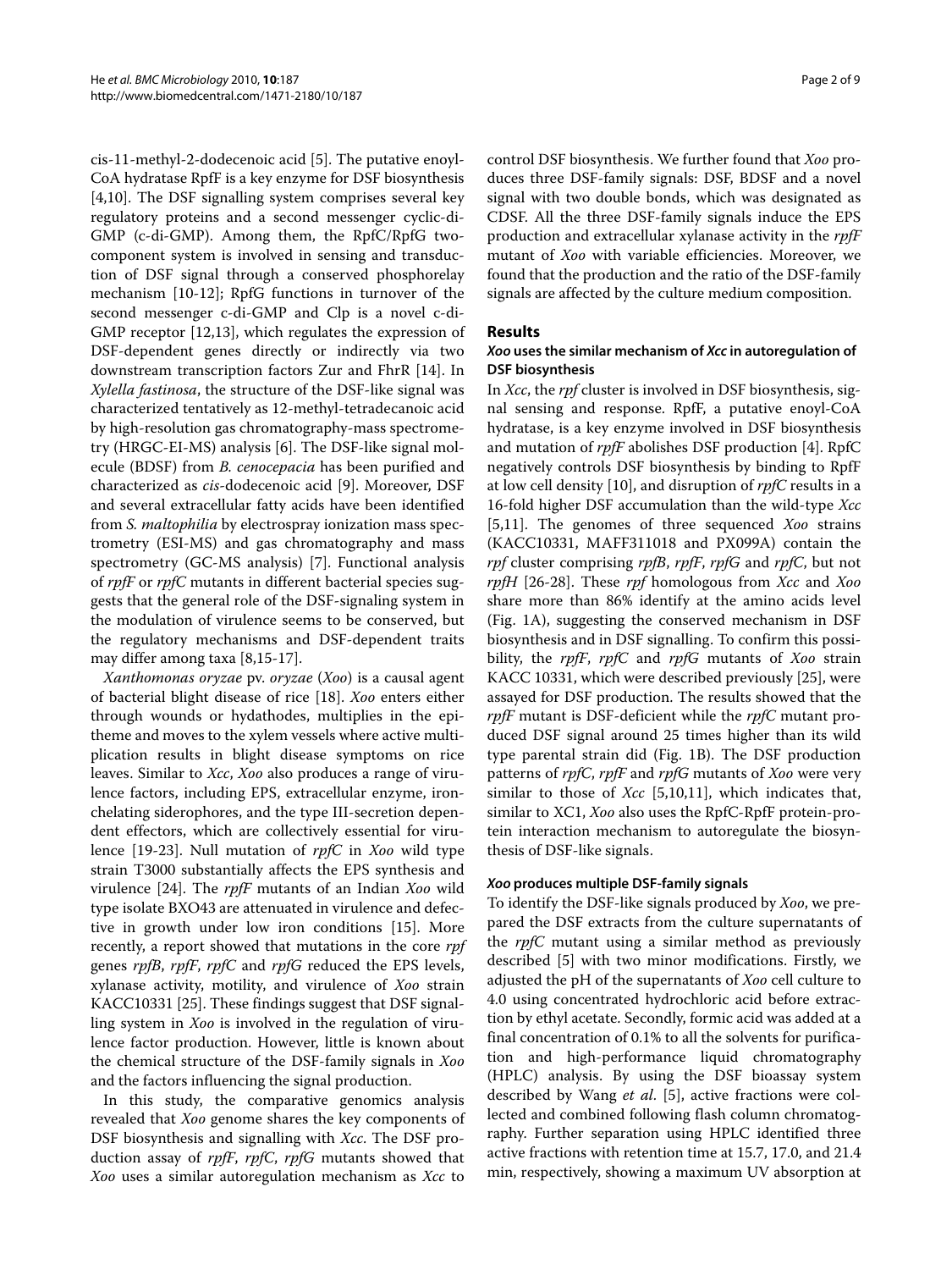cis-11-methyl-2-dodecenoic acid [5]. The putative enoyl-CoA hydratase RpfF is a key enzyme for DSF biosynthesis [4,10]. The DSF signalling system comprises several key regulatory proteins and a second messenger cyclic-di-GMP (c-di-GMP). Among them, the RpfC/RpfG two-component system is involved in sensing and transduction of DSF signal through a conserved phosphorelay mechanism [10-12]; RpfG functions in turnover of the second messenger c-di-GMP and Clp is a novel c-di-GMP receptor [12,13], which regulates the expression of DSF-dependent genes directly or indirectly via two downstream transcription factors Zur and FhrR [14]. In *Xylella fastinosa*, the structure of the DSF-like signal was characterized tentatively as 12-methyl-tetradecanoic acid by high-resolution gas chromatography-mass spectrometry (HRGC-EI-MS) analysis [6]. The DSF-like signal molecule (BDSF) from *B. cenocepacia* has been purified and characterized as *cis*-dodecenoic acid [9]. Moreover, DSF and several extracellular fatty acids have been identified from *S. maltophilia* by electrospray ionization mass spectrometry (ESI-MS) and gas chromatography and mass spectrometry (GC-MS analysis) [7]. Functional analysis of *rpfF* or *rpfC* mutants in different bacterial species suggests that the general role of the DSF-signaling system in the modulation of virulence seems to be conserved, but the regulatory mechanisms and DSF-dependent traits may differ among taxa [8,15-17].

*Xanthomonas oryzae* pv. *oryzae* (*Xoo*) is a causal agent of bacterial blight disease of rice [18]. *Xoo* enters either through wounds or hydathodes, multiplies in the epitheme and moves to the xylem vessels where active multiplication results in blight disease symptoms on rice leaves. Similar to *Xcc*, *Xoo* also produces a range of virulence factors, including EPS, extracellular enzyme, iron-chelating siderophores, and the type III-secretion dependent effectors, which are collectively essential for virulence [19-23]. Null mutation of *rpfC* in *Xoo* wild type strain T3000 substantially affects the EPS synthesis and virulence [24]. The *rpfF* mutants of an Indian *Xoo* wild type isolate BXO43 are attenuated in virulence and defective in growth under low iron conditions [15]. More recently, a report showed that mutations in the core *rpf* genes *rpfB*, *rpfF*, *rpfC* and *rpfG* reduced the EPS levels, xylanase activity, motility, and virulence of *Xoo* strain KACC10331 [25]. These findings suggest that DSF signalling system in *Xoo* is involved in the regulation of virulence factor production. However, little is known about the chemical structure of the DSF-family signals in *Xoo* and the factors influencing the signal production.

In this study, the comparative genomics analysis revealed that *Xoo* genome shares the key components of DSF biosynthesis and signalling with *Xcc*. The DSF production assay of *rpfF*, *rpfC*, *rpfG* mutants showed that *Xoo* uses a similar autoregulation mechanism as *Xcc* to control DSF biosynthesis. We further found that *Xoo* produces three DSF-family signals: DSF, BDSF and a novel signal with two double bonds, which was designated as CDSF. All the three DSF-family signals induce the EPS production and extracellular xylanase activity in the *rpfF* mutant of *Xoo* with variable efficiencies. Moreover, we found that the production and the ratio of the DSF-family signals are affected by the culture medium composition.

## Results

### *Xoo* uses the similar mechanism of *Xcc* in autoregulation of DSF biosynthesis

In *Xcc*, the *rpf* cluster is involved in DSF biosynthesis, signal sensing and response. RpfF, a putative enoyl-CoA hydratase, is a key enzyme involved in DSF biosynthesis and mutation of *rpfF* abolishes DSF production [4]. RpfC negatively controls DSF biosynthesis by binding to RpfF at low cell density [10], and disruption of *rpfC* results in a 16-fold higher DSF accumulation than the wild-type *Xcc* [5,11]. The genomes of three sequenced *Xoo* strains (KACC10331, MAFF311018 and PX099A) contain the *rpf* cluster comprising *rpfB*, *rpfF*, *rpfG* and *rpfC*, but not *rpfH* [26-28]. These *rpf* homologous from *Xcc* and *Xoo* share more than 86% identify at the amino acids level (Fig. 1A), suggesting the conserved mechanism in DSF biosynthesis and in DSF signalling. To confirm this possibility, the *rpfF*, *rpfC* and *rpfG* mutants of *Xoo* strain KACC 10331, which were described previously [25], were assayed for DSF production. The results showed that the *rpfF* mutant is DSF-deficient while the *rpfC* mutant produced DSF signal around 25 times higher than its wild type parental strain did (Fig. 1B). The DSF production patterns of *rpfC*, *rpfF* and *rpfG* mutants of *Xoo* were very similar to those of *Xcc* [5,10,11], which indicates that, similar to XC1, *Xoo* also uses the RpfC-RpfF protein-protein interaction mechanism to autoregulate the biosynthesis of DSF-like signals.

### *Xoo* produces multiple DSF-family signals

To identify the DSF-like signals produced by *Xoo*, we prepared the DSF extracts from the culture supernatants of the *rpfC* mutant using a similar method as previously described [5] with two minor modifications. Firstly, we adjusted the pH of the supernatants of *Xoo* cell culture to 4.0 using concentrated hydrochloric acid before extraction by ethyl acetate. Secondly, formic acid was added at a final concentration of 0.1% to all the solvents for purification and high-performance liquid chromatography (HPLC) analysis. By using the DSF bioassay system described by Wang *et al*. [5], active fractions were collected and combined following flash column chromatography. Further separation using HPLC identified three active fractions with retention time at 15.7, 17.0, and 21.4 min, respectively, showing a maximum UV absorption at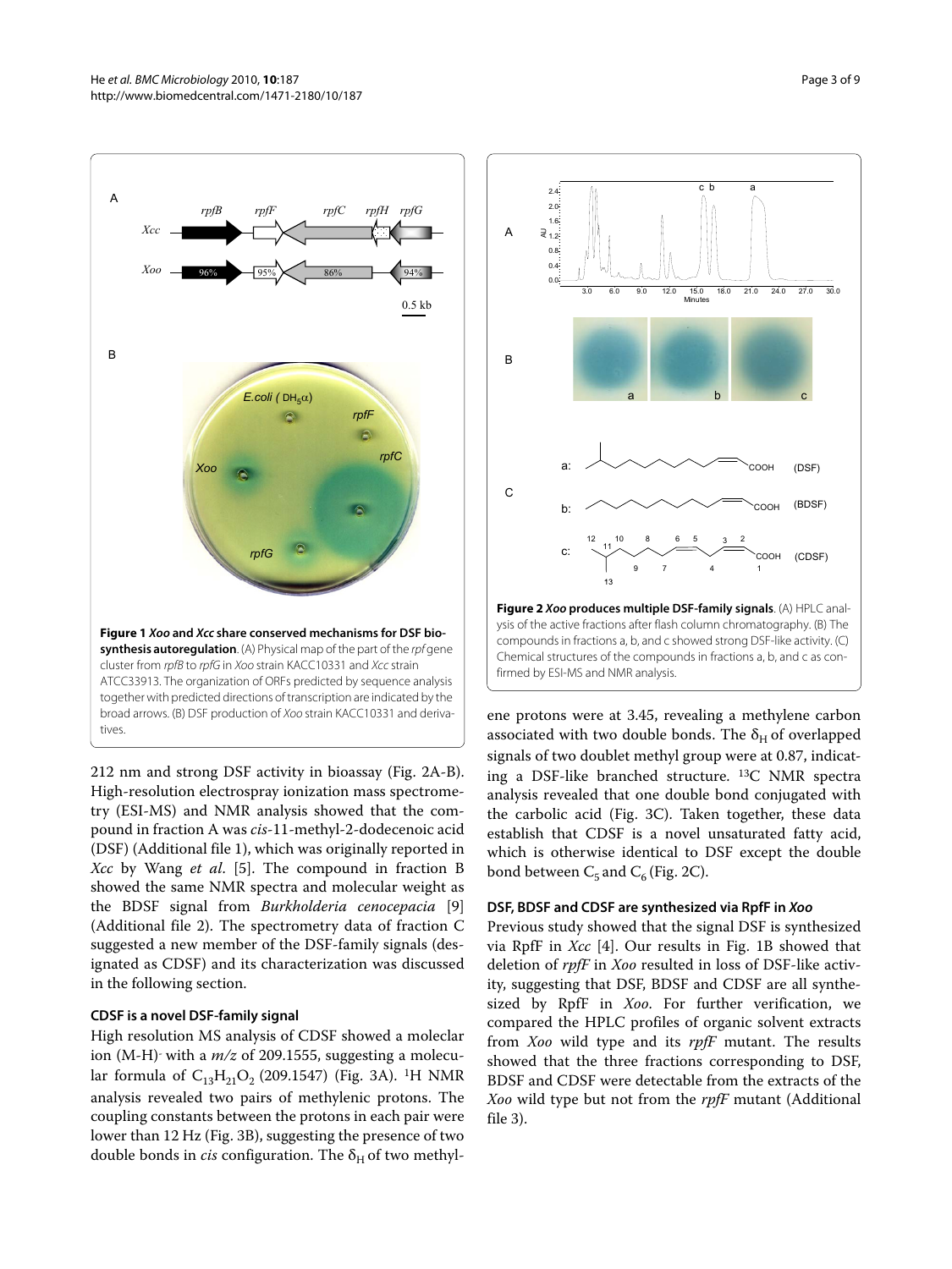**Figure 1 *Xoo* and *Xcc* share conserved mechanisms for DSF biosynthesis autoregulation**. (A) Physical map of the part of the *rpf* gene cluster from *rpfB* to *rpfG* in *Xoo* strain KACC10331 and *Xcc* strain ATCC33913. The organization of ORFs predicted by sequence analysis together with predicted directions of transcription are indicated by the broad arrows. (B) DSF production of *Xoo* strain KACC10331 and derivatives.

**Figure 2 *Xoo* produces multiple DSF-family signals**. (A) HPLC analysis of the active fractions after flash column chromatography. (B) The compounds in fractions a, b, and c showed strong DSF-like activity. (C) Chemical structures of the compounds in fractions a, b, and c as confirmed by ESI-MS and NMR analysis.

212 nm and strong DSF activity in bioassay (Fig. 2A-B). High-resolution electrospray ionization mass spectrometry (ESI-MS) and NMR analysis showed that the compound in fraction A was *cis*-11-methyl-2-dodecenoic acid (DSF) (Additional file 1), which was originally reported in *Xcc* by Wang *et al*. [5]. The compound in fraction B showed the same NMR spectra and molecular weight as the BDSF signal from *Burkholderia cenocepacia* [9] (Additional file 2). The spectrometry data of fraction C suggested a new member of the DSF-family signals (designated as CDSF) and its characterization was discussed in the following section.

### CDSF is a novel DSF-family signal

High resolution MS analysis of CDSF showed a moleclar ion $(M\text{-}H)^-$ with a $m/z$ of 209.1555, suggesting a molecular formula of $C_{13}H_{21}O_2$ (209.1547) (Fig. 3A). $^1$H NMR analysis revealed two pairs of methylenic protons. The coupling constants between the protons in each pair were lower than 12 Hz (Fig. 3B), suggesting the presence of two double bonds in *cis* configuration. The $\delta_H$ of two methylene protons were at 3.45, revealing a methylene carbon associated with two double bonds. The $\delta_H$ of overlapped signals of two doublet methyl group were at 0.87, indicating a DSF-like branched structure. $^{13}$C NMR spectra analysis revealed that one double bond conjugated with the carbolic acid (Fig. 3C). Taken together, these data establish that CDSF is a novel unsaturated fatty acid, which is otherwise identical to DSF except the double bond between $C_5$ and $C_6$ (Fig. 2C).

### DSF, BDSF and CDSF are synthesized via RpfF in *Xoo*

Previous study showed that the signal DSF is synthesized via RpfF in *Xcc* [4]. Our results in Fig. 1B showed that deletion of *rpfF* in *Xoo* resulted in loss of DSF-like activity, suggesting that DSF, BDSF and CDSF are all synthesized by RpfF in *Xoo*. For further verification, we compared the HPLC profiles of organic solvent extracts from *Xoo* wild type and its *rpfF* mutant. The results showed that the three fractions corresponding to DSF, BDSF and CDSF were detectable from the extracts of the *Xoo* wild type but not from the *rpfF* mutant (Additional file 3).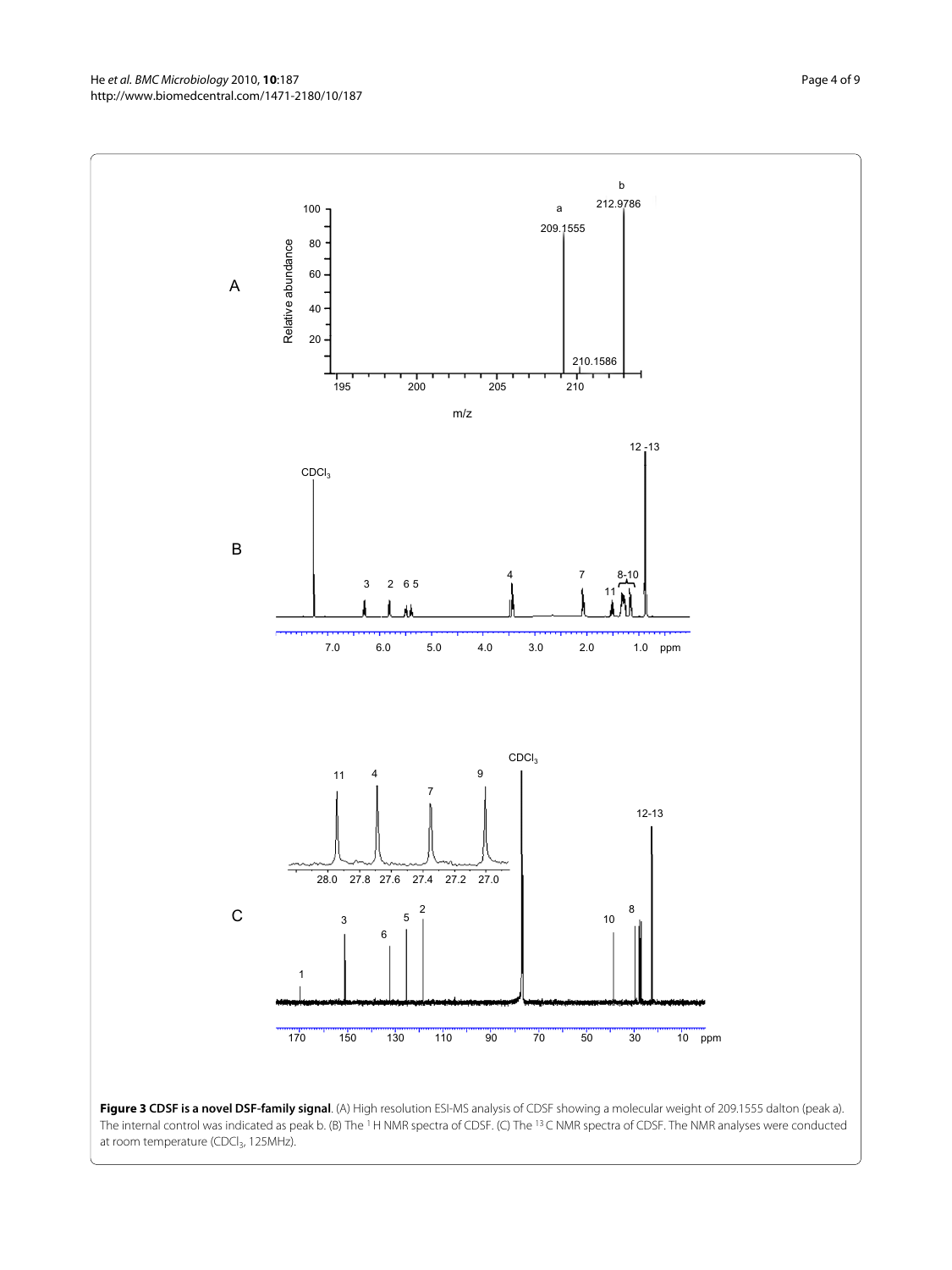**Figure 3 CDSF is a novel DSF-family signal**. (A) High resolution ESI-MS analysis of CDSF showing a molecular weight of 209.1555 dalton (peak a). The internal control was indicated as peak b. (B) The $^{1}H$ NMR spectra of CDSF. (C) The $^{13}C$ NMR spectra of CDSF. The NMR analyses were conducted at room temperature ($CDCl_3$, 125MHz).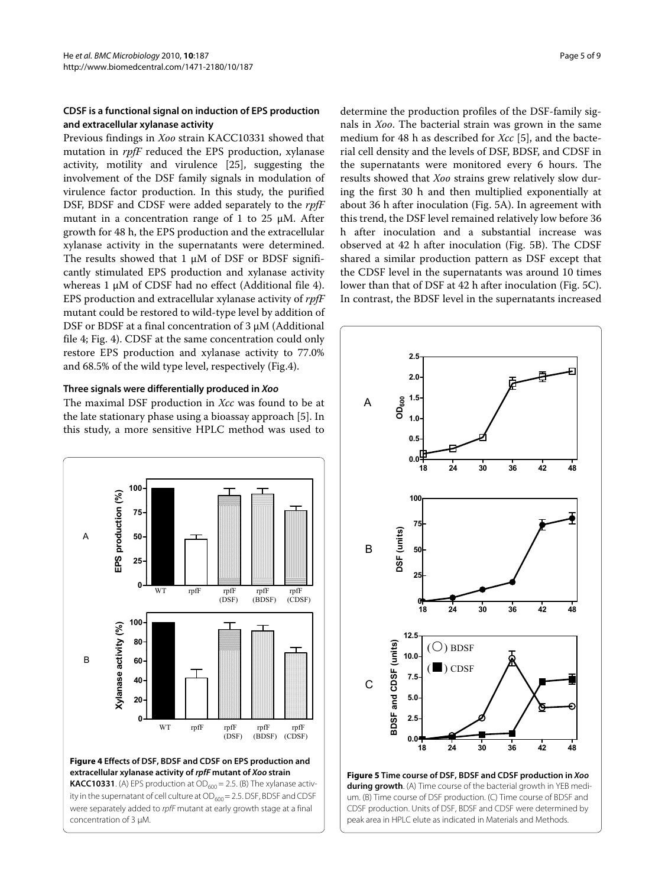### CDSF is a functional signal on induction of EPS production and extracellular xylanase activity

Previous findings in *Xoo* strain KACC10331 showed that mutation in *rpfF* reduced the EPS production, xylanase activity, motility and virulence [25], suggesting the involvement of the DSF family signals in modulation of virulence factor production. In this study, the purified DSF, BDSF and CDSF were added separately to the *rpfF* mutant in a concentration range of 1 to 25 μM. After growth for 48 h, the EPS production and the extracellular xylanase activity in the supernatants were determined. The results showed that 1 μM of DSF or BDSF significantly stimulated EPS production and xylanase activity whereas 1 μM of CDSF had no effect (Additional file 4). EPS production and extracellular xylanase activity of *rpfF* mutant could be restored to wild-type level by addition of DSF or BDSF at a final concentration of 3 μM (Additional file 4; Fig. 4). CDSF at the same concentration could only restore EPS production and xylanase activity to 77.0% and 68.5% of the wild type level, respectively (Fig.4).

### Three signals were differentially produced in *Xoo*

The maximal DSF production in *Xcc* was found to be at the late stationary phase using a bioassay approach [5]. In this study, a more sensitive HPLC method was used to determine the production profiles of the DSF-family signals in *Xoo*. The bacterial strain was grown in the same medium for 48 h as described for *Xcc* [5], and the bacterial cell density and the levels of DSF, BDSF, and CDSF in the supernatants were monitored every 6 hours. The results showed that *Xoo* strains grew relatively slow during the first 30 h and then multiplied exponentially at about 36 h after inoculation (Fig. 5A). In agreement with this trend, the DSF level remained relatively low before 36 h after inoculation and a substantial increase was observed at 42 h after inoculation (Fig. 5B). The CDSF shared a similar production pattern as DSF except that the CDSF level in the supernatants was around 10 times lower than that of DSF at 42 h after inoculation (Fig. 5C). In contrast, the BDSF level in the supernatants increased

**Figure 4 Effects of DSF, BDSF and CDSF on EPS production and extracellular xylanase activity of *rpfF* mutant of *Xoo* strain KACC10331**. (A) EPS production at $OD_{600} = 2.5$. (B) The xylanase activity in the supernatant of cell culture at $OD_{600} = 2.5$. DSF, BDSF and CDSF were separately added to *rpfF* mutant at early growth stage at a final concentration of 3 μM.

**Figure 5 Time course of DSF, BDSF and CDSF production in *Xoo* during growth**. (A) Time course of the bacterial growth in YEB medium. (B) Time course of DSF production. (C) Time course of BDSF and CDSF production. Units of DSF, BDSF and CDSF were determined by peak area in HPLC elute as indicated in Materials and Methods.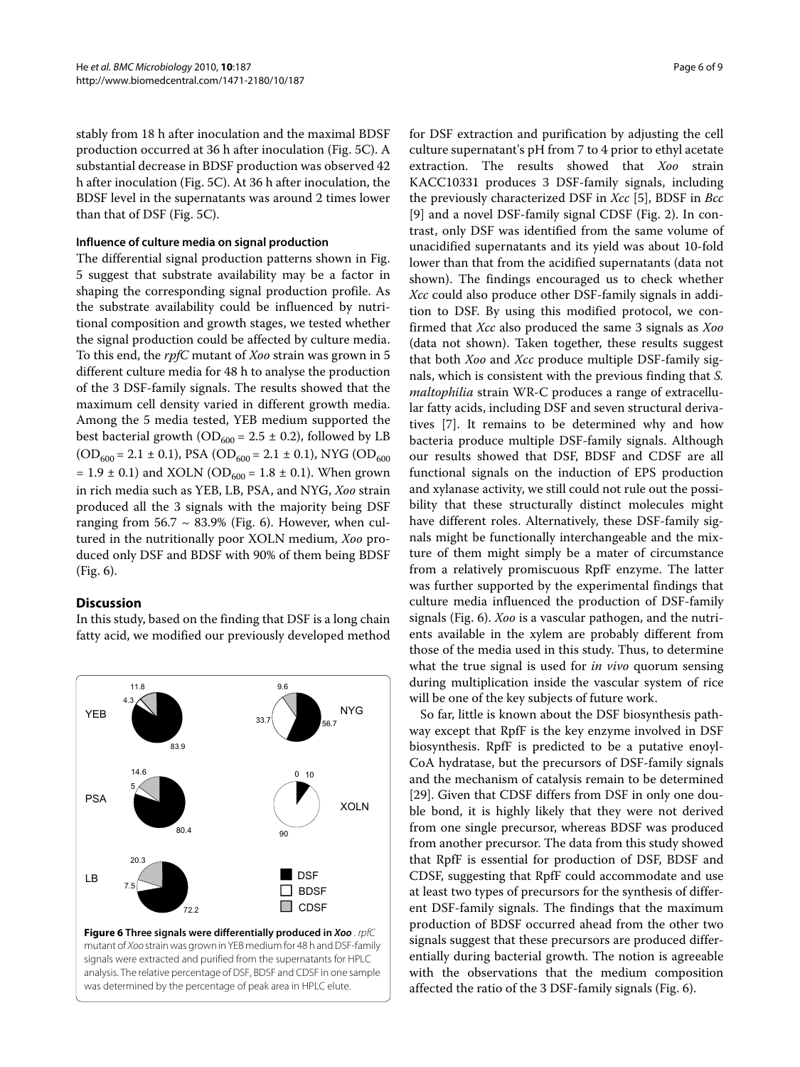stably from 18 h after inoculation and the maximal BDSF production occurred at 36 h after inoculation (Fig. 5C). A substantial decrease in BDSF production was observed 42 h after inoculation (Fig. 5C). At 36 h after inoculation, the BDSF level in the supernatants was around 2 times lower than that of DSF (Fig. 5C).

#### Influence of culture media on signal production

The differential signal production patterns shown in Fig. 5 suggest that substrate availability may be a factor in shaping the corresponding signal production profile. As the substrate availability could be influenced by nutritional composition and growth stages, we tested whether the signal production could be affected by culture media. To this end, the *rpfC* mutant of *Xoo* strain was grown in 5 different culture media for 48 h to analyse the production of the 3 DSF-family signals. The results showed that the maximum cell density varied in different growth media. Among the 5 media tested, YEB medium supported the best bacterial growth ($OD_{600}$ = 2.5 ± 0.2), followed by LB ($OD_{600}$ = 2.1 ± 0.1), PSA ($OD_{600}$ = 2.1 ± 0.1), NYG ($OD_{600}$ = 1.9 ± 0.1) and XOLN ($OD_{600}$ = 1.8 ± 0.1). When grown in rich media such as YEB, LB, PSA, and NYG, *Xoo* strain produced all the 3 signals with the majority being DSF ranging from 56.7 ~ 83.9% (Fig. 6). However, when cultured in the nutritionally poor XOLN medium, *Xoo* produced only DSF and BDSF with 90% of them being BDSF (Fig. 6).

## Discussion

In this study, based on the finding that DSF is a long chain fatty acid, we modified our previously developed method for DSF extraction and purification by adjusting the cell culture supernatant's pH from 7 to 4 prior to ethyl acetate extraction. The results showed that *Xoo* strain KACC10331 produces 3 DSF-family signals, including the previously characterized DSF in *Xcc* [5], BDSF in *Bcc* [9] and a novel DSF-family signal CDSF (Fig. 2). In contrast, only DSF was identified from the same volume of unacidified supernatants and its yield was about 10-fold lower than that from the acidified supernatants (data not shown). The findings encouraged us to check whether *Xcc* could also produce other DSF-family signals in addition to DSF. By using this modified protocol, we confirmed that *Xcc* also produced the same 3 signals as *Xoo* (data not shown). Taken together, these results suggest that both *Xoo* and *Xcc* produce multiple DSF-family signals, which is consistent with the previous finding that *S. maltophilia* strain WR-C produces a range of extracellular fatty acids, including DSF and seven structural derivatives [7]. It remains to be determined why and how bacteria produce multiple DSF-family signals. Although our results showed that DSF, BDSF and CDSF are all functional signals on the induction of EPS production and xylanase activity, we still could not rule out the possibility that these structurally distinct molecules might have different roles. Alternatively, these DSF-family signals might be functionally interchangeable and the mixture of them might simply be a mater of circumstance from a relatively promiscuous RpfF enzyme. The latter was further supported by the experimental findings that culture media influenced the production of DSF-family signals (Fig. 6). *Xoo* is a vascular pathogen, and the nutrients available in the xylem are probably different from those of the media used in this study. Thus, to determine what the true signal is used for *in vivo* quorum sensing during multiplication inside the vascular system of rice will be one of the key subjects of future work.

So far, little is known about the DSF biosynthesis pathway except that RpfF is the key enzyme involved in DSF biosynthesis. RpfF is predicted to be a putative enoyl-CoA hydratase, but the precursors of DSF-family signals and the mechanism of catalysis remain to be determined [29]. Given that CDSF differs from DSF in only one double bond, it is highly likely that they were not derived from one single precursor, whereas BDSF was produced from another precursor. The data from this study showed that RpfF is essential for production of DSF, BDSF and CDSF, suggesting that RpfF could accommodate and use at least two types of precursors for the synthesis of different DSF-family signals. The findings that the maximum production of BDSF occurred ahead from the other two signals suggest that these precursors are produced differentially during bacterial growth. The notion is agreeable with the observations that the medium composition affected the ratio of the 3 DSF-family signals (Fig. 6).

YEB
11.8
4.3
83.9

NYG
9.6
33.7
56.7

PSA
14.6
5
80.4

XOLN
0
10
90

LB
20.3
7.5
72.2

DSF
BDSF
CDSF

**Figure 6 Three signals were differentially produced in *Xoo***. *rpfC* mutant of *Xoo* strain was grown in YEB medium for 48 h and DSF-family signals were extracted and purified from the supernatants for HPLC analysis. The relative percentage of DSF, BDSF and CDSF in one sample was determined by the percentage of peak area in HPLC elute.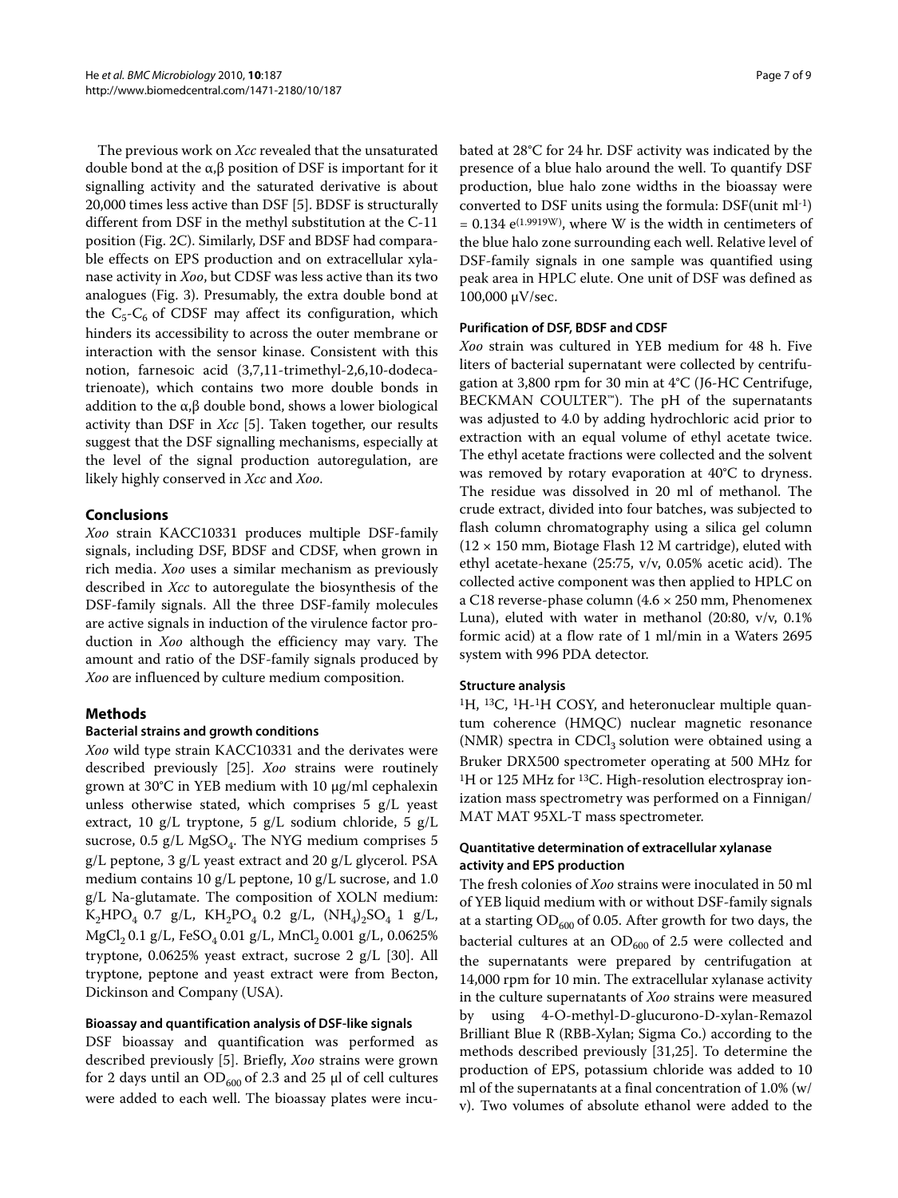The previous work on *Xcc* revealed that the unsaturated double bond at the α,β position of DSF is important for its signalling activity and the saturated derivative is about 20,000 times less active than DSF [5]. BDSF is structurally different from DSF in the methyl substitution at the C-11 position (Fig. 2C). Similarly, DSF and BDSF had comparable effects on EPS production and on extracellular xylanase activity in *Xoo*, but CDSF was less active than its two analogues (Fig. 3). Presumably, the extra double bond at the $C_5$-$C_6$ of CDSF may affect its configuration, which hinders its accessibility to across the outer membrane or interaction with the sensor kinase. Consistent with this notion, farnesoic acid (3,7,11-trimethyl-2,6,10-dodecatrienoate), which contains two more double bonds in addition to the α,β double bond, shows a lower biological activity than DSF in *Xcc* [5]. Taken together, our results suggest that the DSF signalling mechanisms, especially at the level of the signal production autoregulation, are likely highly conserved in *Xcc* and *Xoo*.

## Conclusions

*Xoo* strain KACC10331 produces multiple DSF-family signals, including DSF, BDSF and CDSF, when grown in rich media. *Xoo* uses a similar mechanism as previously described in *Xcc* to autoregulate the biosynthesis of the DSF-family signals. All the three DSF-family molecules are active signals in induction of the virulence factor production in *Xoo* although the efficiency may vary. The amount and ratio of the DSF-family signals produced by *Xoo* are influenced by culture medium composition.

## Methods

### Bacterial strains and growth conditions

*Xoo* wild type strain KACC10331 and the derivates were described previously [25]. *Xoo* strains were routinely grown at 30°C in YEB medium with 10 μg/ml cephalexin unless otherwise stated, which comprises 5 g/L yeast extract, 10 g/L tryptone, 5 g/L sodium chloride, 5 g/L sucrose, 0.5 g/L $MgSO_4$. The NYG medium comprises 5 g/L peptone, 3 g/L yeast extract and 20 g/L glycerol. PSA medium contains 10 g/L peptone, 10 g/L sucrose, and 1.0 g/L Na-glutamate. The composition of XOLN medium: $K_2HPO_4$ 0.7 g/L, $KH_2PO_4$ 0.2 g/L, $(NH_4)_2SO_4$ 1 g/L, $MgCl_2$ 0.1 g/L, $FeSO_4$ 0.01 g/L, $MnCl_2$ 0.001 g/L, 0.0625% tryptone, 0.0625% yeast extract, sucrose 2 g/L [30]. All tryptone, peptone and yeast extract were from Becton, Dickinson and Company (USA).

### Bioassay and quantification analysis of DSF-like signals

DSF bioassay and quantification was performed as described previously [5]. Briefly, *Xoo* strains were grown for 2 days until an $OD_{600}$ of 2.3 and 25 μl of cell cultures were added to each well. The bioassay plates were incubated at 28°C for 24 hr. DSF activity was indicated by the presence of a blue halo around the well. To quantify DSF production, blue halo zone widths in the bioassay were converted to DSF units using the formula: DSF(unit $ml^{-1}$) $= 0.134\ e^{(1.9919W)}$, where W is the width in centimeters of the blue halo zone surrounding each well. Relative level of DSF-family signals in one sample was quantified using peak area in HPLC elute. One unit of DSF was defined as 100,000 μV/sec.

### Purification of DSF, BDSF and CDSF

*Xoo* strain was cultured in YEB medium for 48 h. Five liters of bacterial supernatant were collected by centrifugation at 3,800 rpm for 30 min at 4°C (J6-HC Centrifuge, BECKMAN COULTER™). The pH of the supernatants was adjusted to 4.0 by adding hydrochloric acid prior to extraction with an equal volume of ethyl acetate twice. The ethyl acetate fractions were collected and the solvent was removed by rotary evaporation at 40°C to dryness. The residue was dissolved in 20 ml of methanol. The crude extract, divided into four batches, was subjected to flash column chromatography using a silica gel column (12 × 150 mm, Biotage Flash 12 M cartridge), eluted with ethyl acetate-hexane (25:75, v/v, 0.05% acetic acid). The collected active component was then applied to HPLC on a C18 reverse-phase column (4.6 × 250 mm, Phenomenex Luna), eluted with water in methanol (20:80, v/v, 0.1% formic acid) at a flow rate of 1 ml/min in a Waters 2695 system with 996 PDA detector.

### Structure analysis

$^1H$, $^{13}C$, $^1H$-$^1H$ COSY, and heteronuclear multiple quantum coherence (HMQC) nuclear magnetic resonance (NMR) spectra in $CDCl_3$ solution were obtained using a Bruker DRX500 spectrometer operating at 500 MHz for $^1H$ or 125 MHz for $^{13}C$. High-resolution electrospray ionization mass spectrometry was performed on a Finnigan/MAT MAT 95XL-T mass spectrometer.

### Quantitative determination of extracellular xylanase activity and EPS production

The fresh colonies of *Xoo* strains were inoculated in 50 ml of YEB liquid medium with or without DSF-family signals at a starting $OD_{600}$ of 0.05. After growth for two days, the bacterial cultures at an $OD_{600}$ of 2.5 were collected and the supernatants were prepared by centrifugation at 14,000 rpm for 10 min. The extracellular xylanase activity in the culture supernatants of *Xoo* strains were measured by using 4-O-methyl-D-glucurono-D-xylan-Remazol Brilliant Blue R (RBB-Xylan; Sigma Co.) according to the methods described previously [31,25]. To determine the production of EPS, potassium chloride was added to 10 ml of the supernatants at a final concentration of 1.0% (w/v). Two volumes of absolute ethanol were added to the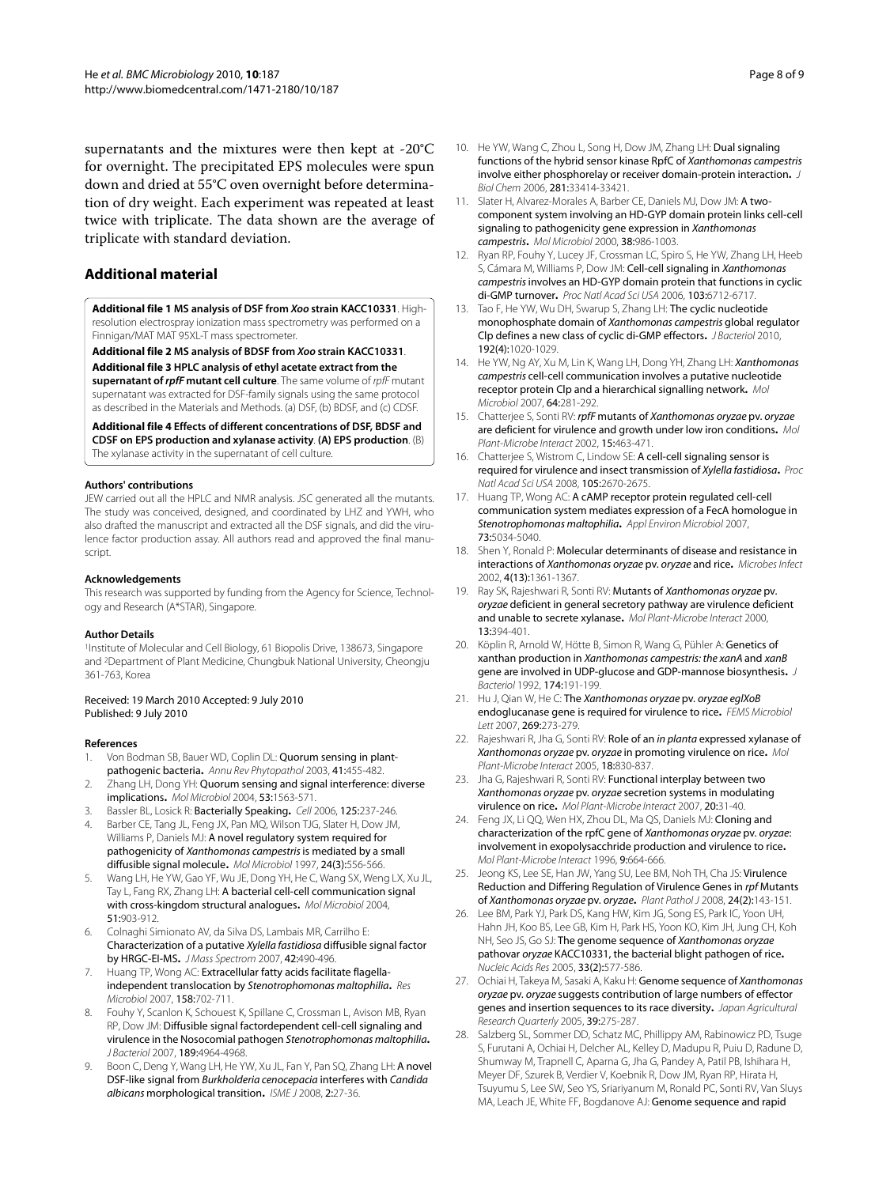supernatants and the mixtures were then kept at -20°C for overnight. The precipitated EPS molecules were spun down and dried at 55°C oven overnight before determination of dry weight. Each experiment was repeated at least twice with triplicate. The data shown are the average of triplicate with standard deviation.

## Additional material

**Additional file 1 MS analysis of DSF from *Xoo* strain KACC10331**. High-resolution electrospray ionization mass spectrometry was performed on a Finnigan/MAT MAT 95XL-T mass spectrometer.

**Additional file 2 MS analysis of BDSF from *Xoo* strain KACC10331**.

**Additional file 3 HPLC analysis of ethyl acetate extract from the supernatant of *rpfF* mutant cell culture**. The same volume of *rpfF* mutant supernatant was extracted for DSF-family signals using the same protocol as described in the Materials and Methods. (a) DSF, (b) BDSF, and (c) CDSF.

**Additional file 4 Effects of different concentrations of DSF, BDSF and CDSF on EPS production and xylanase activity**. **(A) EPS production**. (B) The xylanase activity in the supernatant of cell culture.

#### Authors' contributions

JEW carried out all the HPLC and NMR analysis. JSC generated all the mutants. The study was conceived, designed, and coordinated by LHZ and YWH, who also drafted the manuscript and extracted all the DSF signals, and did the virulence factor production assay. All authors read and approved the final manuscript.

#### Acknowledgements

This research was supported by funding from the Agency for Science, Technology and Research (A*STAR), Singapore.

#### Author Details

[1]Institute of Molecular and Cell Biology, 61 Biopolis Drive, 138673, Singapore and [2]Department of Plant Medicine, Chungbuk National University, Cheongju 361-763, Korea

Received: 19 March 2010 Accepted: 9 July 2010
Published: 9 July 2010

#### References

1. Von Bodman SB, Bauer WD, Coplin DL: **Quorum sensing in plant-pathogenic bacteria.** *Annu Rev Phytopathol* 2003, **41:**455-482.
2. Zhang LH, Dong YH: **Quorum sensing and signal interference: diverse implications.** *Mol Microbiol* 2004, **53:**1563-571.
3. Bassler BL, Losick R: **Bacterially Speaking.** *Cell* 2006, **125:**237-246.
4. Barber CE, Tang JL, Feng JX, Pan MQ, Wilson TJG, Slater H, Dow JM, Williams P, Daniels MJ: **A novel regulatory system required for pathogenicity of *Xanthomonas campestris* is mediated by a small diffusible signal molecule.** *Mol Microbiol* 1997, **24(3):**556-566.
5. Wang LH, He YW, Gao YF, Wu JE, Dong YH, He C, Wang SX, Weng LX, Xu JL, Tay L, Fang RX, Zhang LH: **A bacterial cell-cell communication signal with cross-kingdom structural analogues.** *Mol Microbiol* 2004, **51:**903-912.
6. Colnaghi Simionato AV, da Silva DS, Lambais MR, Carrilho E: **Characterization of a putative *Xylella fastidiosa* diffusible signal factor by HRGC-EI-MS.** *J Mass Spectrom* 2007, **42:**490-496.
7. Huang TP, Wong AC: **Extracellular fatty acids facilitate flagella-independent translocation by *Stenotrophomonas maltophilia*.** *Res Microbiol* 2007, **158:**702-711.
8. Fouhy Y, Scanlon K, Schouest K, Spillane C, Crossman L, Avison MB, Ryan RP, Dow JM: **Diffusible signal factordependent cell-cell signaling and virulence in the Nosocomial pathogen *Stenotrophomonas maltophilia*.** *J Bacteriol* 2007, **189:**4964-4968.
9. Boon C, Deng Y, Wang LH, He YW, Xu JL, Fan Y, Pan SQ, Zhang LH: **A novel DSF-like signal from *Burkholderia cenocepacia* interferes with *Candida albicans* morphological transition.** *ISME J* 2008, **2:**27-36.
10. He YW, Wang C, Zhou L, Song H, Dow JM, Zhang LH: **Dual signaling functions of the hybrid sensor kinase RpfC of *Xanthomonas campestris* involve either phosphorelay or receiver domain-protein interaction.** *J Biol Chem* 2006, **281:**33414-33421.
11. Slater H, Alvarez-Morales A, Barber CE, Daniels MJ, Dow JM: **A two-component system involving an HD-GYP domain protein links cell-cell signaling to pathogenicity gene expression in *Xanthomonas campestris*.** *Mol Microbiol* 2000, **38:**986-1003.
12. Ryan RP, Fouhy Y, Lucey JF, Crossman LC, Spiro S, He YW, Zhang LH, Heeb S, Cámara M, Williams P, Dow JM: **Cell-cell signaling in *Xanthomonas campestris* involves an HD-GYP domain protein that functions in cyclic di-GMP turnover.** *Proc Natl Acad Sci USA* 2006, **103:**6712-6717.
13. Tao F, He YW, Wu DH, Swarup S, Zhang LH: **The cyclic nucleotide monophosphate domain of *Xanthomonas campestris* global regulator Clp defines a new class of cyclic di-GMP effectors.** *J Bacteriol* 2010, **192(4):**1020-1029.
14. He YW, Ng AY, Xu M, Lin K, Wang LH, Dong YH, Zhang LH: ***Xanthomonas campestris* cell-cell communication involves a putative nucleotide receptor protein Clp and a hierarchical signalling network.** *Mol Microbiol* 2007, **64:**281-292.
15. Chatterjee S, Sonti RV: ***rpfF* mutants of *Xanthomonas oryzae* pv. *oryzae* are deficient for virulence and growth under low iron conditions.** *Mol Plant-Microbe Interact* 2002, **15:**463-471.
16. Chatterjee S, Wistrom C, Lindow SE: **A cell-cell signaling sensor is required for virulence and insect transmission of *Xylella fastidiosa*.** *Proc Natl Acad Sci USA* 2008, **105:**2670-2675.
17. Huang TP, Wong AC: **A cAMP receptor protein regulated cell-cell communication system mediates expression of a FecA homologue in *Stenotrophomonas maltophilia*.** *Appl Environ Microbiol* 2007, **73:**5034-5040.
18. Shen Y, Ronald P: **Molecular determinants of disease and resistance in interactions of *Xanthomonas oryzae* pv. *oryzae* and rice.** *Microbes Infect* 2002, **4(13):**1361-1367.
19. Ray SK, Rajeshwari R, Sonti RV: **Mutants of *Xanthomonas oryzae* pv. *oryzae* deficient in general secretory pathway are virulence deficient and unable to secrete xylanase.** *Mol Plant-Microbe Interact* 2000, **13:**394-401.
20. Köplin R, Arnold W, Hötte B, Simon R, Wang G, Pühler A: **Genetics of xanthan production in *Xanthomonas campestris: the xanA* and *xanB* gene are involved in UDP-glucose and GDP-mannose biosynthesis.** *J Bacteriol* 1992, **174:**191-199.
21. Hu J, Qian W, He C: **The *Xanthomonas oryzae* pv. *oryzae eglXoB* endoglucanase gene is required for virulence to rice.** *FEMS Microbiol Lett* 2007, **269:**273-279.
22. Rajeshwari R, Jha G, Sonti RV: **Role of an *in planta* expressed xylanase of *Xanthomonas oryzae* pv. *oryzae* in promoting virulence on rice.** *Mol Plant-Microbe Interact* 2005, **18:**830-837.
23. Jha G, Rajeshwari R, Sonti RV: **Functional interplay between two *Xanthomonas oryzae* pv. *oryzae* secretion systems in modulating virulence on rice.** *Mol Plant-Microbe Interact* 2007, **20:**31-40.
24. Feng JX, Li QQ, Wen HX, Zhou DL, Ma QS, Daniels MJ: **Cloning and characterization of the rpfC gene of *Xanthomonas oryzae* pv. *oryzae*: involvement in exopolysaccharide production and virulence to rice.** *Mol Plant-Microbe Interact* 1996, **9:**664-666.
25. Jeong KS, Lee SE, Han JW, Yang SU, Lee BM, Noh TH, Cha JS: **Virulence Reduction and Differing Regulation of Virulence Genes in *rpf* Mutants of *Xanthomonas oryzae* pv. *oryzae*.** *Plant Pathol J* 2008, **24(2):**143-151.
26. Lee BM, Park YJ, Park DS, Kang HW, Kim JG, Song ES, Park IC, Yoon UH, Hahn JH, Koo BS, Lee GB, Kim H, Park HS, Yoon KO, Kim JH, Jung CH, Koh NH, Seo JS, Go SJ: **The genome sequence of *Xanthomonas oryzae* pathovar *oryzae* KACC10331, the bacterial blight pathogen of rice.** *Nucleic Acids Res* 2005, **33(2):**577-586.
27. Ochiai H, Takeya M, Sasaki A, Kaku H: **Genome sequence of *Xanthomonas oryzae* pv. *oryzae* suggests contribution of large numbers of effector genes and insertion sequences to its race diversity.** *Japan Agricultural Research Quarterly* 2005, **39:**275-287.
28. Salzberg SL, Sommer DD, Schatz MC, Phillippy AM, Rabinowicz PD, Tsuge S, Furutani A, Ochiai H, Delcher AL, Kelley D, Madupu R, Puiu D, Radune D, Shumway M, Trapnell C, Aparna G, Jha G, Pandey A, Patil PB, Ishihara H, Meyer DF, Szurek B, Verdier V, Koebnik R, Dow JM, Ryan RP, Hirata H, Tsuyumu S, Lee SW, Seo YS, Sriariyanum M, Ronald PC, Sonti RV, Van Sluys MA, Leach JE, White FF, Bogdanove AJ: **Genome sequence and rapid**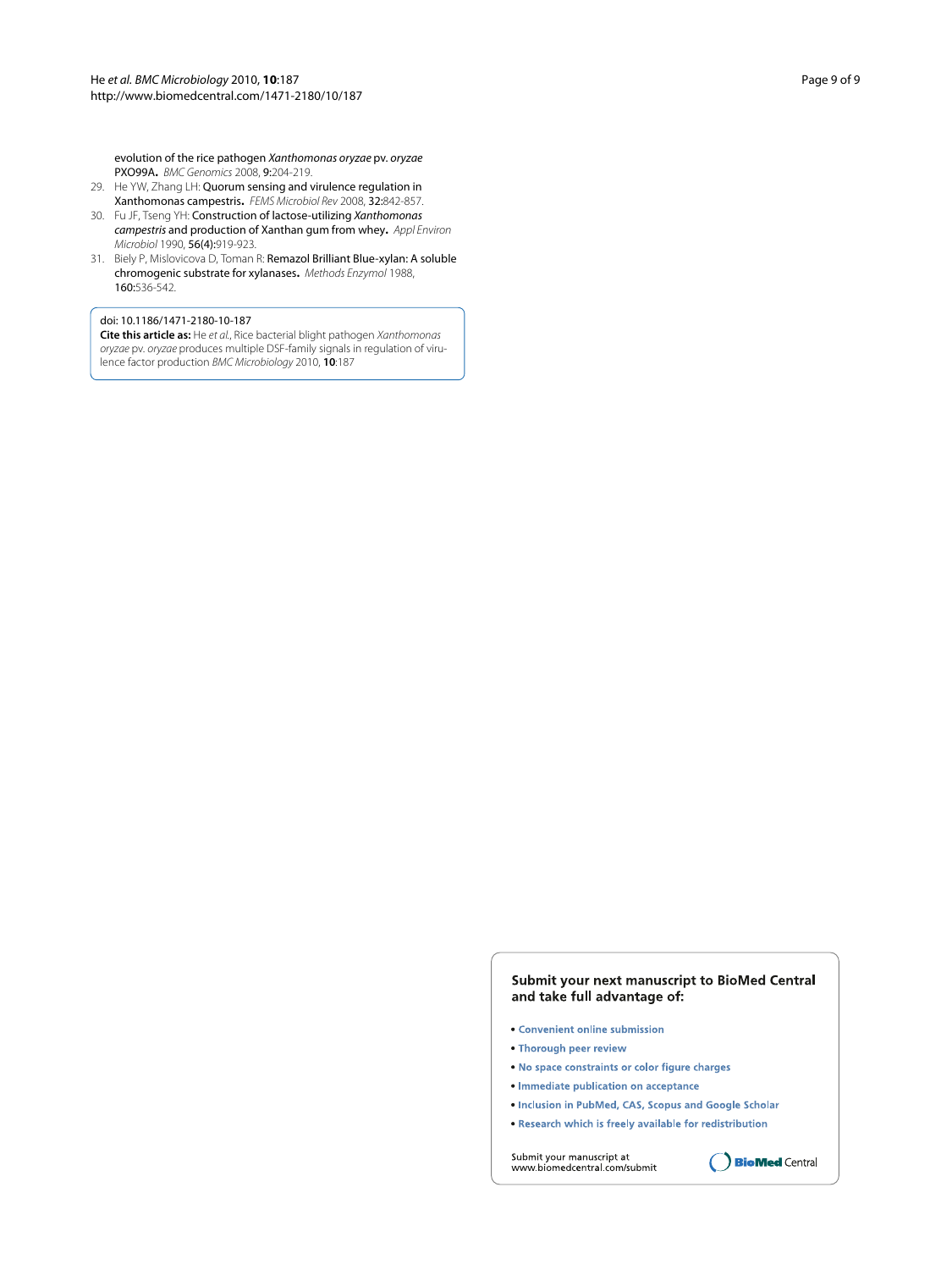evolution of the rice pathogen *Xanthomonas oryzae* pv. *oryzae* PXO99A. *BMC Genomics* 2008, **9**:204-219.

29. He YW, Zhang LH: **Quorum sensing and virulence regulation in Xanthomonas campestris.** *FEMS Microbiol Rev* 2008, **32**:842-857.
30. Fu JF, Tseng YH: **Construction of lactose-utilizing *Xanthomonas campestris* and production of Xanthan gum from whey.** *Appl Environ Microbiol* 1990, **56(4)**:919-923.
31. Biely P, Mislovicova D, Toman R: **Remazol Brilliant Blue-xylan: A soluble chromogenic substrate for xylanases.** *Methods Enzymol* 1988, **160**:536-542.

doi: 10.1186/1471-2180-10-187

**Cite this article as:** He *et al.*, Rice bacterial blight pathogen *Xanthomonas oryzae* pv. *oryzae* produces multiple DSF-family signals in regulation of virulence factor production *BMC Microbiology* 2010, **10**:187

**Submit your next manuscript to BioMed Central and take full advantage of:**

- **Convenient online submission**
- **Thorough peer review**
- **No space constraints or color figure charges**
- **Immediate publication on acceptance**
- **Inclusion in PubMed, CAS, Scopus and Google Scholar**
- **Research which is freely available for redistribution**

Submit your manuscript at
www.biomedcentral.com/submit

BioMed Central